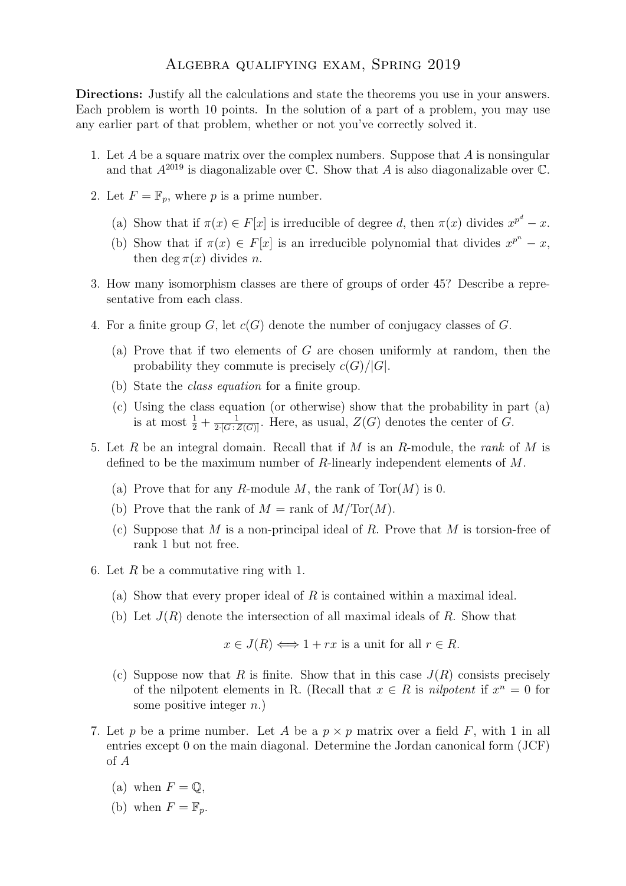# Algebra qualifying exam, Spring 2019

**Directions:** Justify all the calculations and state the theorems you use in your answers. Each problem is worth 10 points. In the solution of a part of a problem, you may use any earlier part of that problem, whether or not you've correctly solved it.

1. Let $A$ be a square matrix over the complex numbers. Suppose that $A$ is nonsingular and that $A^{2019}$ is diagonalizable over $\mathbb{C}$. Show that $A$ is also diagonalizable over $\mathbb{C}$.

2. Let $F = \mathbb{F}_p$, where $p$ is a prime number.

   (a) Show that if $\pi(x) \in F[x]$ is irreducible of degree $d$, then $\pi(x)$ divides $x^{p^d} - x$.

   (b) Show that if $\pi(x) \in F[x]$ is an irreducible polynomial that divides $x^{p^n} - x$, then $\deg \pi(x)$ divides $n$.

3. How many isomorphism classes are there of groups of order 45? Describe a representative from each class.

4. For a finite group $G$, let $c(G)$ denote the number of conjugacy classes of $G$.

   (a) Prove that if two elements of $G$ are chosen uniformly at random, then the probability they commute is precisely $c(G)/|G|$.

   (b) State the *class equation* for a finite group.

   (c) Using the class equation (or otherwise) show that the probability in part (a) is at most $\frac{1}{2} + \frac{1}{2 \cdot [G : Z(G)]}$. Here, as usual, $Z(G)$ denotes the center of $G$.

5. Let $R$ be an integral domain. Recall that if $M$ is an $R$-module, the *rank* of $M$ is defined to be the maximum number of $R$-linearly independent elements of $M$.

   (a) Prove that for any $R$-module $M$, the rank of $\mathrm{Tor}(M)$ is 0.

   (b) Prove that the rank of $M$ = rank of $M/\mathrm{Tor}(M)$.

   (c) Suppose that $M$ is a non-principal ideal of $R$. Prove that $M$ is torsion-free of rank 1 but not free.

6. Let $R$ be a commutative ring with 1.

   (a) Show that every proper ideal of $R$ is contained within a maximal ideal.

   (b) Let $J(R)$ denote the intersection of all maximal ideals of $R$. Show that

   $$x \in J(R) \iff 1 + rx \text{ is a unit for all } r \in R.$$

   (c) Suppose now that $R$ is finite. Show that in this case $J(R)$ consists precisely of the nilpotent elements in R. (Recall that $x \in R$ is *nilpotent* if $x^n = 0$ for some positive integer $n$.)

7. Let $p$ be a prime number. Let $A$ be a $p \times p$ matrix over a field $F$, with 1 in all entries except 0 on the main diagonal. Determine the Jordan canonical form (JCF) of $A$

   (a) when $F = \mathbb{Q}$,

   (b) when $F = \mathbb{F}_p$.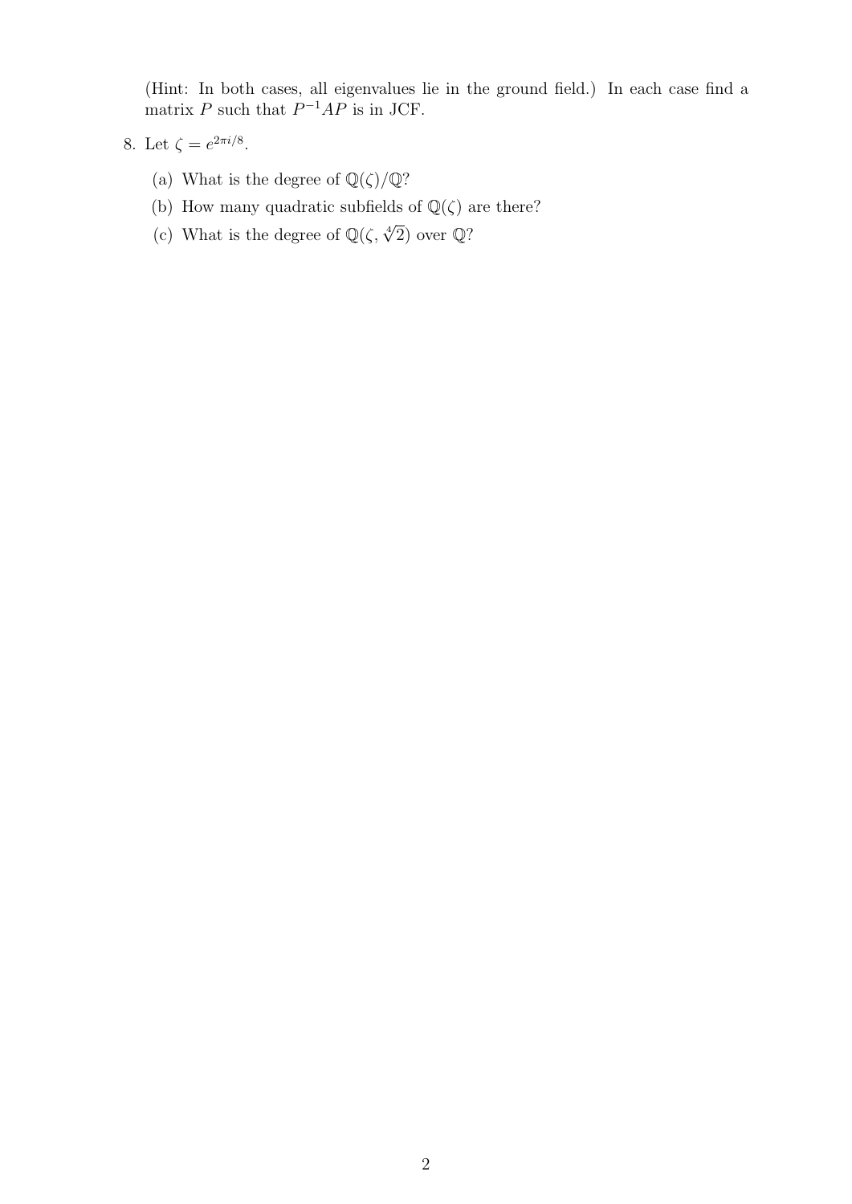(Hint: In both cases, all eigenvalues lie in the ground field.) In each case find a matrix $P$ such that $P^{-1}AP$ is in JCF.

8. Let $\zeta = e^{2\pi i/8}$.

   (a) What is the degree of $\mathbb{Q}(\zeta)/\mathbb{Q}$?

   (b) How many quadratic subfields of $\mathbb{Q}(\zeta)$ are there?

   (c) What is the degree of $\mathbb{Q}(\zeta, \sqrt[4]{2})$ over $\mathbb{Q}$?